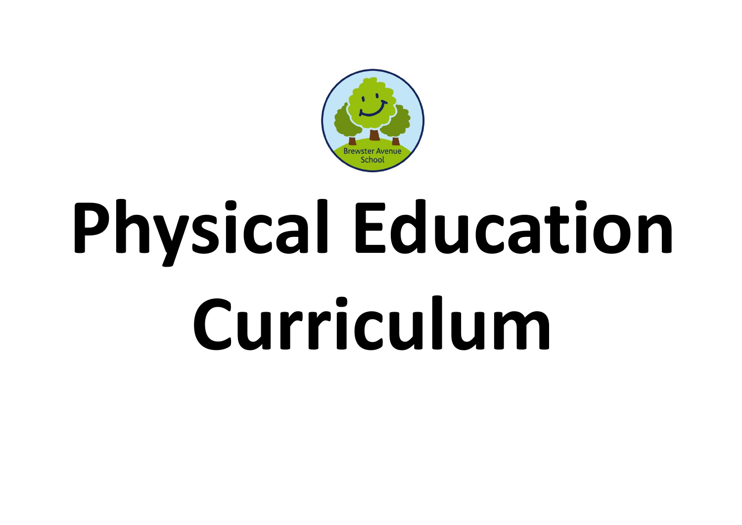# Physical Education Curriculum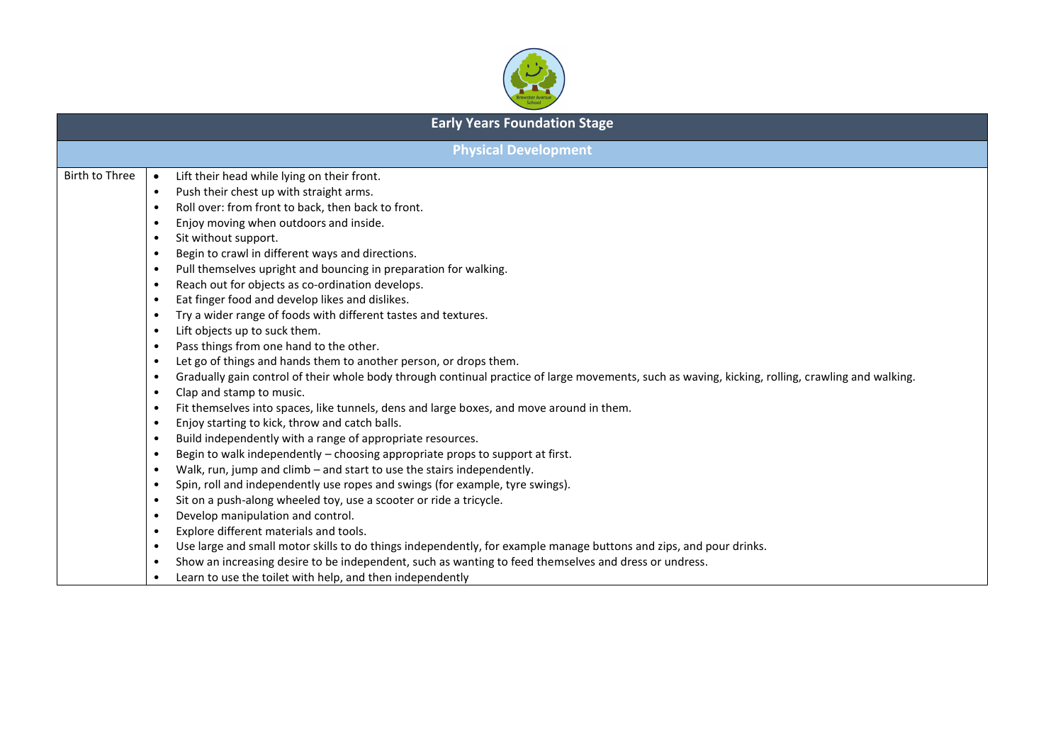| Early Years Foundation Stage | |
|---|---|
| **Physical Development** | |
| Birth to Three | • Lift their head while lying on their front.<br>• Push their chest up with straight arms.<br>• Roll over: from front to back, then back to front.<br>• Enjoy moving when outdoors and inside.<br>• Sit without support.<br>• Begin to crawl in different ways and directions.<br>• Pull themselves upright and bouncing in preparation for walking.<br>• Reach out for objects as co-ordination develops.<br>• Eat finger food and develop likes and dislikes.<br>• Try a wider range of foods with different tastes and textures.<br>• Lift objects up to suck them.<br>• Pass things from one hand to the other.<br>• Let go of things and hands them to another person, or drops them.<br>• Gradually gain control of their whole body through continual practice of large movements, such as waving, kicking, rolling, crawling and walking.<br>• Clap and stamp to music.<br>• Fit themselves into spaces, like tunnels, dens and large boxes, and move around in them.<br>• Enjoy starting to kick, throw and catch balls.<br>• Build independently with a range of appropriate resources.<br>• Begin to walk independently – choosing appropriate props to support at first.<br>• Walk, run, jump and climb – and start to use the stairs independently.<br>• Spin, roll and independently use ropes and swings (for example, tyre swings).<br>• Sit on a push-along wheeled toy, use a scooter or ride a tricycle.<br>• Develop manipulation and control.<br>• Explore different materials and tools.<br>• Use large and small motor skills to do things independently, for example manage buttons and zips, and pour drinks.<br>• Show an increasing desire to be independent, such as wanting to feed themselves and dress or undress.<br>• Learn to use the toilet with help, and then independently |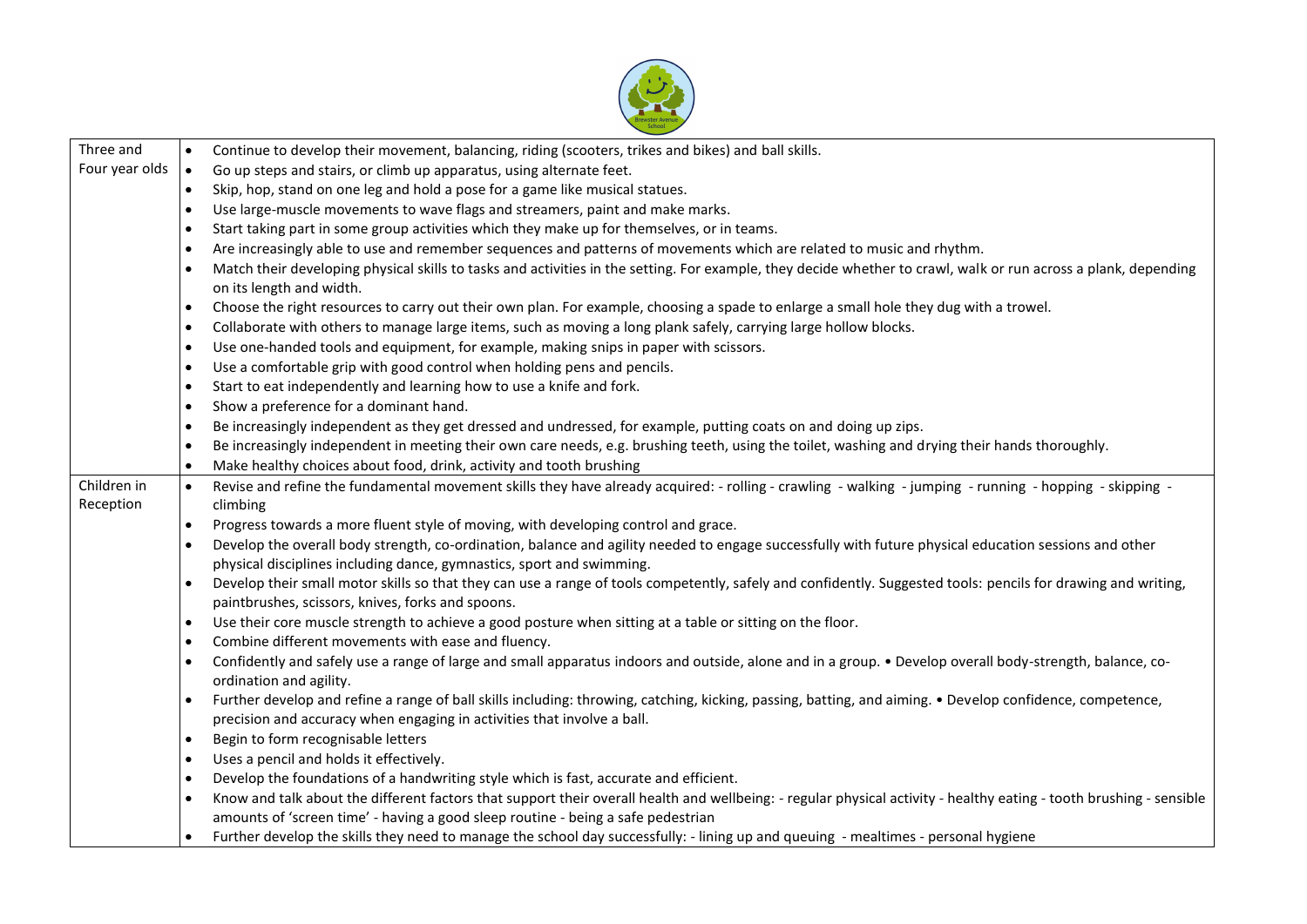| | |
|---|---|
| Three and Four year olds | • Continue to develop their movement, balancing, riding (scooters, trikes and bikes) and ball skills.<br>• Go up steps and stairs, or climb up apparatus, using alternate feet.<br>• Skip, hop, stand on one leg and hold a pose for a game like musical statues.<br>• Use large-muscle movements to wave flags and streamers, paint and make marks.<br>• Start taking part in some group activities which they make up for themselves, or in teams.<br>• Are increasingly able to use and remember sequences and patterns of movements which are related to music and rhythm.<br>• Match their developing physical skills to tasks and activities in the setting. For example, they decide whether to crawl, walk or run across a plank, depending on its length and width.<br>• Choose the right resources to carry out their own plan. For example, choosing a spade to enlarge a small hole they dug with a trowel.<br>• Collaborate with others to manage large items, such as moving a long plank safely, carrying large hollow blocks.<br>• Use one-handed tools and equipment, for example, making snips in paper with scissors.<br>• Use a comfortable grip with good control when holding pens and pencils.<br>• Start to eat independently and learning how to use a knife and fork.<br>• Show a preference for a dominant hand.<br>• Be increasingly independent as they get dressed and undressed, for example, putting coats on and doing up zips.<br>• Be increasingly independent in meeting their own care needs, e.g. brushing teeth, using the toilet, washing and drying their hands thoroughly.<br>• Make healthy choices about food, drink, activity and tooth brushing |
| Children in Reception | • Revise and refine the fundamental movement skills they have already acquired: - rolling - crawling - walking - jumping - running - hopping - skipping - climbing<br>• Progress towards a more fluent style of moving, with developing control and grace.<br>• Develop the overall body strength, co-ordination, balance and agility needed to engage successfully with future physical education sessions and other physical disciplines including dance, gymnastics, sport and swimming.<br>• Develop their small motor skills so that they can use a range of tools competently, safely and confidently. Suggested tools: pencils for drawing and writing, paintbrushes, scissors, knives, forks and spoons.<br>• Use their core muscle strength to achieve a good posture when sitting at a table or sitting on the floor.<br>• Combine different movements with ease and fluency.<br>• Confidently and safely use a range of large and small apparatus indoors and outside, alone and in a group. • Develop overall body-strength, balance, co-ordination and agility.<br>• Further develop and refine a range of ball skills including: throwing, catching, kicking, passing, batting, and aiming. • Develop confidence, competence, precision and accuracy when engaging in activities that involve a ball.<br>• Begin to form recognisable letters<br>• Uses a pencil and holds it effectively.<br>• Develop the foundations of a handwriting style which is fast, accurate and efficient.<br>• Know and talk about the different factors that support their overall health and wellbeing: - regular physical activity - healthy eating - tooth brushing - sensible amounts of 'screen time' - having a good sleep routine - being a safe pedestrian<br>• Further develop the skills they need to manage the school day successfully: - lining up and queuing - mealtimes - personal hygiene |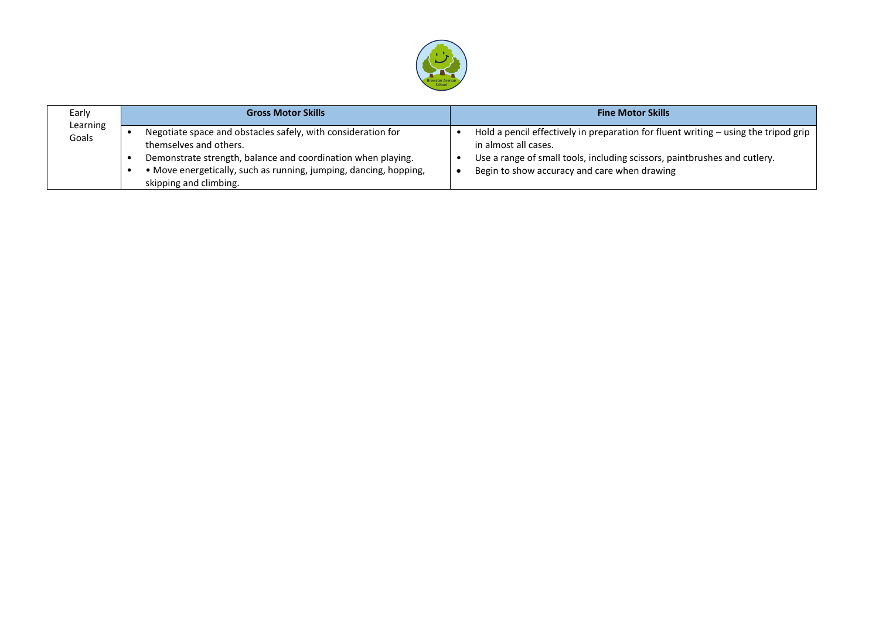| Early Learning Goals | Gross Motor Skills | Fine Motor Skills |
|---|---|---|
| | • Negotiate space and obstacles safely, with consideration for themselves and others.<br>• Demonstrate strength, balance and coordination when playing.<br>• • Move energetically, such as running, jumping, dancing, hopping, skipping and climbing. | • Hold a pencil effectively in preparation for fluent writing – using the tripod grip in almost all cases.<br>• Use a range of small tools, including scissors, paintbrushes and cutlery.<br>• Begin to show accuracy and care when drawing |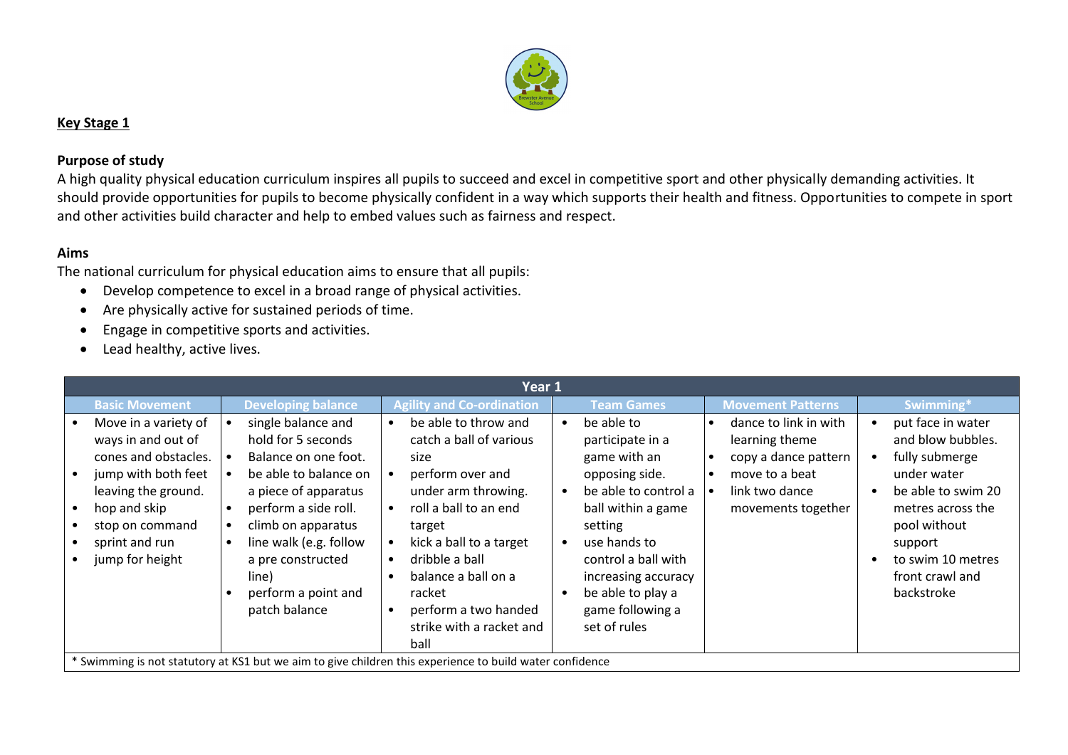**Key Stage 1**

**Purpose of study**

A high quality physical education curriculum inspires all pupils to succeed and excel in competitive sport and other physically demanding activities. It should provide opportunities for pupils to become physically confident in a way which supports their health and fitness. Opportunities to compete in sport and other activities build character and help to embed values such as fairness and respect.

**Aims**

The national curriculum for physical education aims to ensure that all pupils:

- Develop competence to excel in a broad range of physical activities.
- Are physically active for sustained periods of time.
- Engage in competitive sports and activities.
- Lead healthy, active lives.

| Year 1 | | | | | |
|---|---|---|---|---|---|
| **Basic Movement** | **Developing balance** | **Agility and Co-ordination** | **Team Games** | **Movement Patterns** | **Swimming*** |
| • Move in a variety of ways in and out of cones and obstacles.<br>• jump with both feet leaving the ground.<br>• hop and skip<br>• stop on command<br>• sprint and run<br>• jump for height | • single balance and hold for 5 seconds<br>• Balance on one foot.<br>• be able to balance on a piece of apparatus<br>• perform a side roll.<br>• climb on apparatus<br>• line walk (e.g. follow a pre constructed line)<br>• perform a point and patch balance | • be able to throw and catch a ball of various size<br>• perform over and under arm throwing.<br>• roll a ball to an end target<br>• kick a ball to a target<br>• dribble a ball<br>• balance a ball on a racket<br>• perform a two handed strike with a racket and ball | • be able to participate in a game with an opposing side.<br>• be able to control a ball within a game setting<br>• use hands to control a ball with increasing accuracy<br>• be able to play a game following a set of rules | • dance to link in with learning theme<br>• copy a dance pattern<br>• move to a beat<br>• link two dance movements together | • put face in water and blow bubbles.<br>• fully submerge under water<br>• be able to swim 20 metres across the pool without support<br>• to swim 10 metres front crawl and backstroke |
| * Swimming is not statutory at KS1 but we aim to give children this experience to build water confidence | | | | | |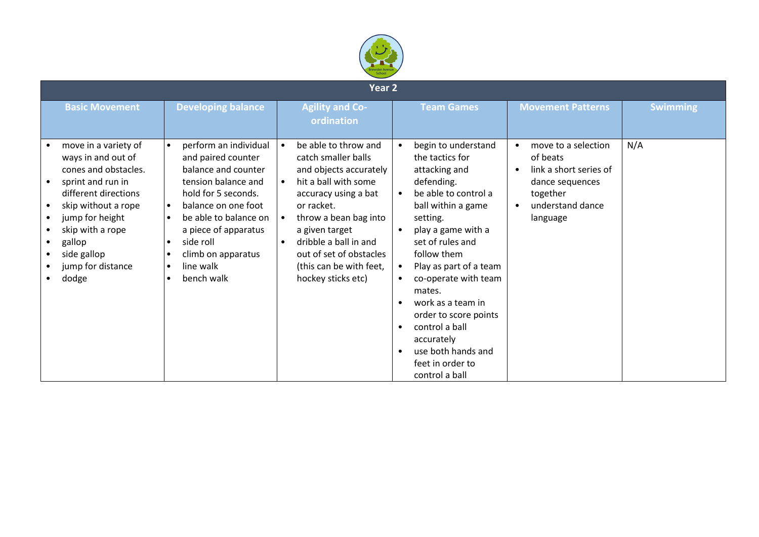## Year 2

| Basic Movement | Developing balance | Agility and Co-ordination | Team Games | Movement Patterns | Swimming |
|---|---|---|---|---|---|
| • move in a variety of ways in and out of cones and obstacles.<br>• sprint and run in different directions<br>• skip without a rope<br>• jump for height<br>• skip with a rope<br>• gallop<br>• side gallop<br>• jump for distance<br>• dodge | • perform an individual and paired counter balance and counter tension balance and hold for 5 seconds.<br>• balance on one foot<br>• be able to balance on a piece of apparatus<br>• side roll<br>• climb on apparatus<br>• line walk<br>• bench walk | • be able to throw and catch smaller balls and objects accurately<br>• hit a ball with some accuracy using a bat or racket.<br>• throw a bean bag into a given target<br>• dribble a ball in and out of set of obstacles (this can be with feet, hockey sticks etc) | • begin to understand the tactics for attacking and defending.<br>• be able to control a ball within a game setting.<br>• play a game with a set of rules and follow them<br>• Play as part of a team<br>• co-operate with team mates.<br>• work as a team in order to score points<br>• control a ball accurately<br>• use both hands and feet in order to control a ball | • move to a selection of beats<br>• link a short series of dance sequences together<br>• understand dance language | N/A |